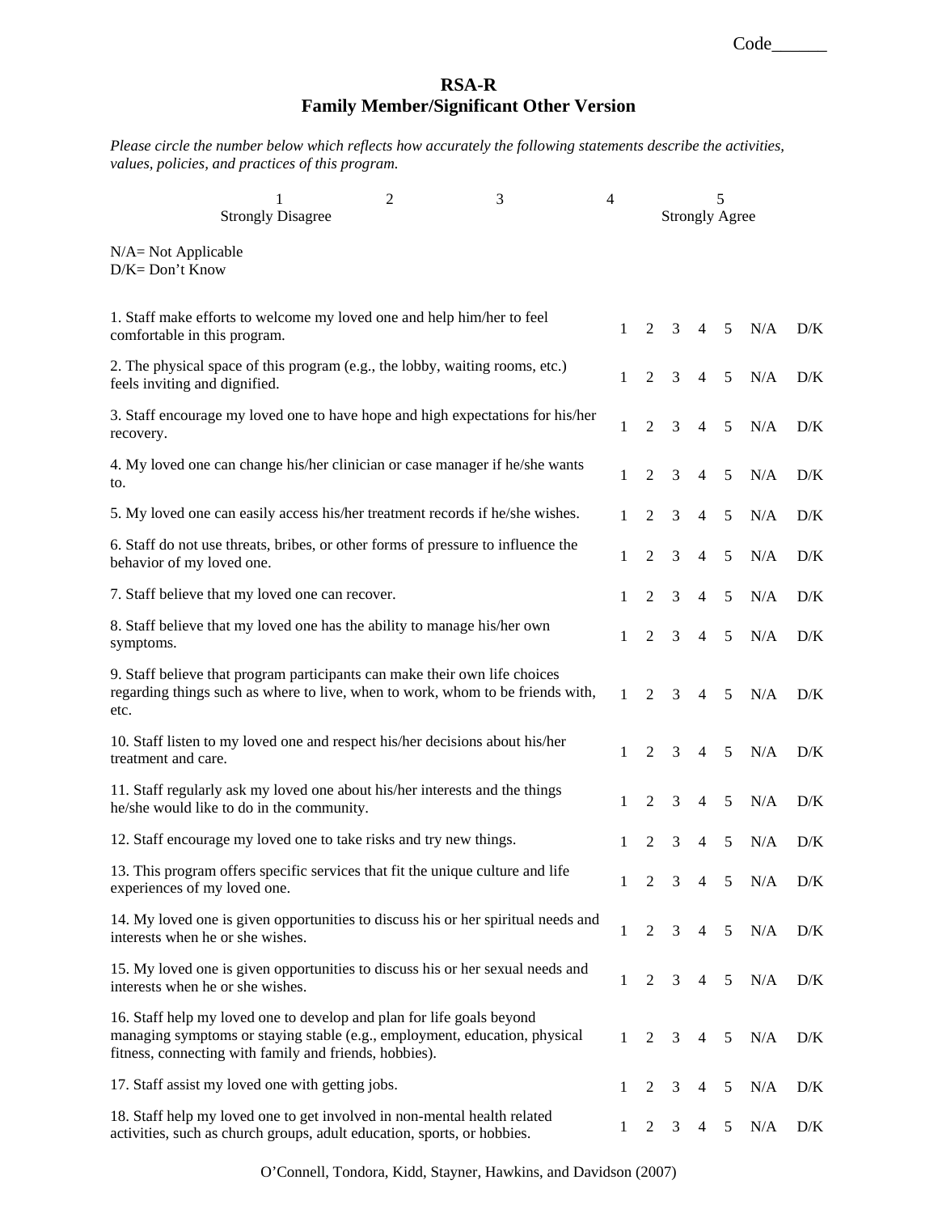Code______

# RSA-R
## Family Member/Significant Other Version

*Please circle the number below which reflects how accurately the following statements describe the activities, values, policies, and practices of this program.*

| 1 Strongly Disagree | 2 | 3 | 4 | 5 Strongly Agree |
|---|---|---|---|---|

N/A= Not Applicable
D/K= Don't Know

| Statement | | | | | | | |
|---|---|---|---|---|---|---|---|
| 1. Staff make efforts to welcome my loved one and help him/her to feel comfortable in this program. | 1 | 2 | 3 | 4 | 5 | N/A | D/K |
| 2. The physical space of this program (e.g., the lobby, waiting rooms, etc.) feels inviting and dignified. | 1 | 2 | 3 | 4 | 5 | N/A | D/K |
| 3. Staff encourage my loved one to have hope and high expectations for his/her recovery. | 1 | 2 | 3 | 4 | 5 | N/A | D/K |
| 4. My loved one can change his/her clinician or case manager if he/she wants to. | 1 | 2 | 3 | 4 | 5 | N/A | D/K |
| 5. My loved one can easily access his/her treatment records if he/she wishes. | 1 | 2 | 3 | 4 | 5 | N/A | D/K |
| 6. Staff do not use threats, bribes, or other forms of pressure to influence the behavior of my loved one. | 1 | 2 | 3 | 4 | 5 | N/A | D/K |
| 7. Staff believe that my loved one can recover. | 1 | 2 | 3 | 4 | 5 | N/A | D/K |
| 8. Staff believe that my loved one has the ability to manage his/her own symptoms. | 1 | 2 | 3 | 4 | 5 | N/A | D/K |
| 9. Staff believe that program participants can make their own life choices regarding things such as where to live, when to work, whom to be friends with, etc. | 1 | 2 | 3 | 4 | 5 | N/A | D/K |
| 10. Staff listen to my loved one and respect his/her decisions about his/her treatment and care. | 1 | 2 | 3 | 4 | 5 | N/A | D/K |
| 11. Staff regularly ask my loved one about his/her interests and the things he/she would like to do in the community. | 1 | 2 | 3 | 4 | 5 | N/A | D/K |
| 12. Staff encourage my loved one to take risks and try new things. | 1 | 2 | 3 | 4 | 5 | N/A | D/K |
| 13. This program offers specific services that fit the unique culture and life experiences of my loved one. | 1 | 2 | 3 | 4 | 5 | N/A | D/K |
| 14. My loved one is given opportunities to discuss his or her spiritual needs and interests when he or she wishes. | 1 | 2 | 3 | 4 | 5 | N/A | D/K |
| 15. My loved one is given opportunities to discuss his or her sexual needs and interests when he or she wishes. | 1 | 2 | 3 | 4 | 5 | N/A | D/K |
| 16. Staff help my loved one to develop and plan for life goals beyond managing symptoms or staying stable (e.g., employment, education, physical fitness, connecting with family and friends, hobbies). | 1 | 2 | 3 | 4 | 5 | N/A | D/K |
| 17. Staff assist my loved one with getting jobs. | 1 | 2 | 3 | 4 | 5 | N/A | D/K |
| 18. Staff help my loved one to get involved in non-mental health related activities, such as church groups, adult education, sports, or hobbies. | 1 | 2 | 3 | 4 | 5 | N/A | D/K |

O'Connell, Tondora, Kidd, Stayner, Hawkins, and Davidson (2007)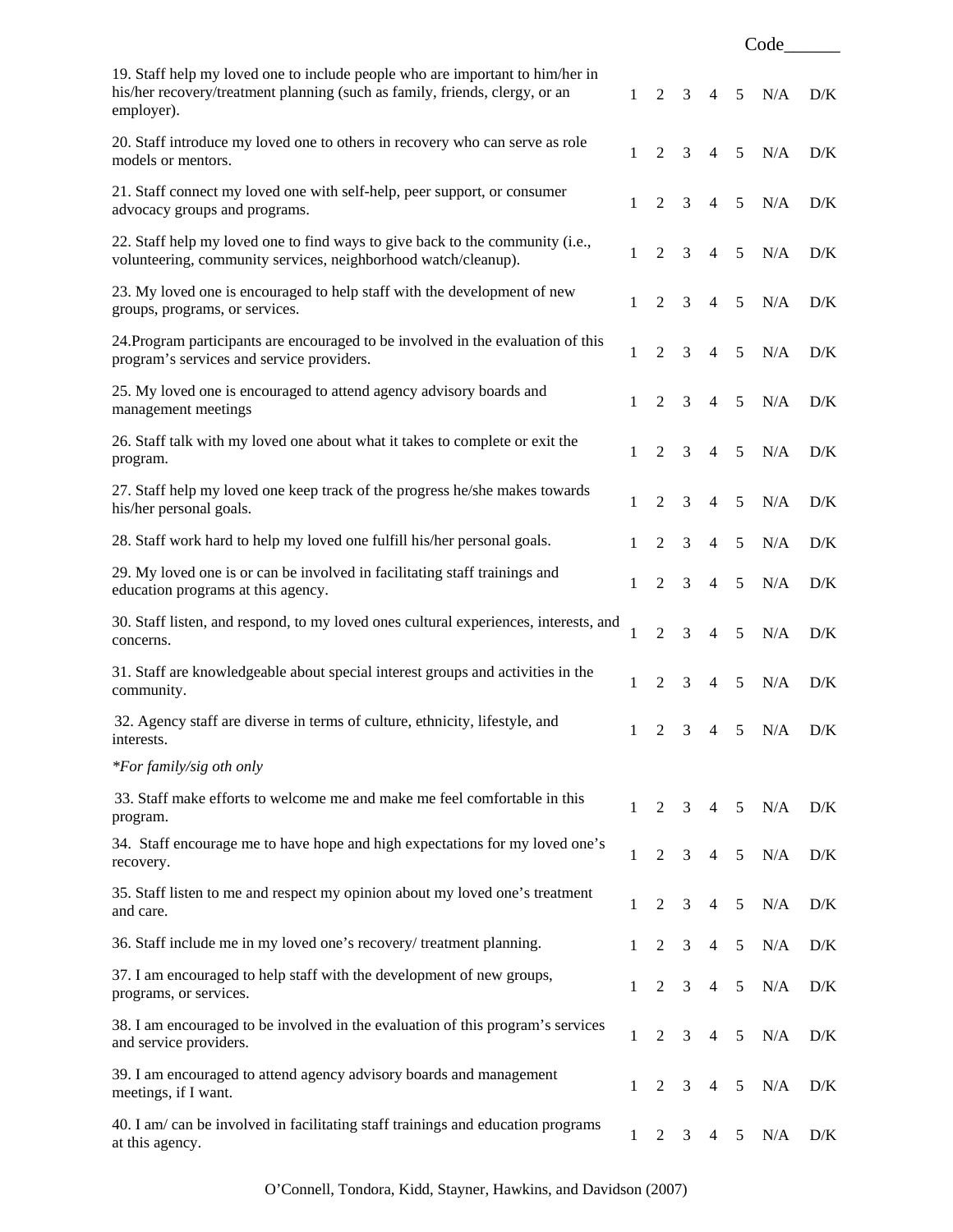Code______

| | | | | | | | |
|---|---|---|---|---|---|---|---|
| 19. Staff help my loved one to include people who are important to him/her in his/her recovery/treatment planning (such as family, friends, clergy, or an employer). | 1 | 2 | 3 | 4 | 5 | N/A | D/K |
| 20. Staff introduce my loved one to others in recovery who can serve as role models or mentors. | 1 | 2 | 3 | 4 | 5 | N/A | D/K |
| 21. Staff connect my loved one with self-help, peer support, or consumer advocacy groups and programs. | 1 | 2 | 3 | 4 | 5 | N/A | D/K |
| 22. Staff help my loved one to find ways to give back to the community (i.e., volunteering, community services, neighborhood watch/cleanup). | 1 | 2 | 3 | 4 | 5 | N/A | D/K |
| 23. My loved one is encouraged to help staff with the development of new groups, programs, or services. | 1 | 2 | 3 | 4 | 5 | N/A | D/K |
| 24.Program participants are encouraged to be involved in the evaluation of this program's services and service providers. | 1 | 2 | 3 | 4 | 5 | N/A | D/K |
| 25. My loved one is encouraged to attend agency advisory boards and management meetings | 1 | 2 | 3 | 4 | 5 | N/A | D/K |
| 26. Staff talk with my loved one about what it takes to complete or exit the program. | 1 | 2 | 3 | 4 | 5 | N/A | D/K |
| 27. Staff help my loved one keep track of the progress he/she makes towards his/her personal goals. | 1 | 2 | 3 | 4 | 5 | N/A | D/K |
| 28. Staff work hard to help my loved one fulfill his/her personal goals. | 1 | 2 | 3 | 4 | 5 | N/A | D/K |
| 29. My loved one is or can be involved in facilitating staff trainings and education programs at this agency. | 1 | 2 | 3 | 4 | 5 | N/A | D/K |
| 30. Staff listen, and respond, to my loved ones cultural experiences, interests, and concerns. | 1 | 2 | 3 | 4 | 5 | N/A | D/K |
| 31. Staff are knowledgeable about special interest groups and activities in the community. | 1 | 2 | 3 | 4 | 5 | N/A | D/K |
| 32. Agency staff are diverse in terms of culture, ethnicity, lifestyle, and interests. | 1 | 2 | 3 | 4 | 5 | N/A | D/K |
| *\*For family/sig oth only* | | | | | | | |
| 33. Staff make efforts to welcome me and make me feel comfortable in this program. | 1 | 2 | 3 | 4 | 5 | N/A | D/K |
| 34. Staff encourage me to have hope and high expectations for my loved one's recovery. | 1 | 2 | 3 | 4 | 5 | N/A | D/K |
| 35. Staff listen to me and respect my opinion about my loved one's treatment and care. | 1 | 2 | 3 | 4 | 5 | N/A | D/K |
| 36. Staff include me in my loved one's recovery/ treatment planning. | 1 | 2 | 3 | 4 | 5 | N/A | D/K |
| 37. I am encouraged to help staff with the development of new groups, programs, or services. | 1 | 2 | 3 | 4 | 5 | N/A | D/K |
| 38. I am encouraged to be involved in the evaluation of this program's services and service providers. | 1 | 2 | 3 | 4 | 5 | N/A | D/K |
| 39. I am encouraged to attend agency advisory boards and management meetings, if I want. | 1 | 2 | 3 | 4 | 5 | N/A | D/K |
| 40. I am/ can be involved in facilitating staff trainings and education programs at this agency. | 1 | 2 | 3 | 4 | 5 | N/A | D/K |

O'Connell, Tondora, Kidd, Stayner, Hawkins, and Davidson (2007)